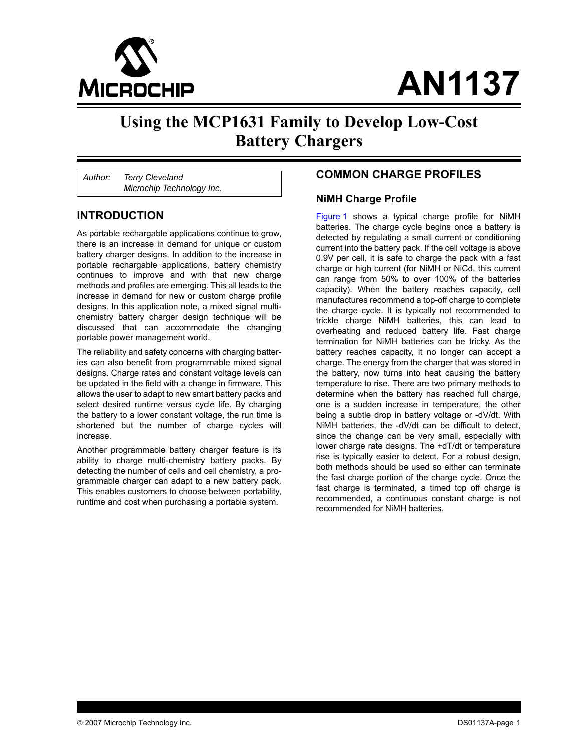# AN1137

# Using the MCP1631 Family to Develop Low-Cost Battery Chargers

*Author: Terry Cleveland*
*Microchip Technology Inc.*

## INTRODUCTION

As portable rechargable applications continue to grow, there is an increase in demand for unique or custom battery charger designs. In addition to the increase in portable rechargable applications, battery chemistry continues to improve and with that new charge methods and profiles are emerging. This all leads to the increase in demand for new or custom charge profile designs. In this application note, a mixed signal multi-chemistry battery charger design technique will be discussed that can accommodate the changing portable power management world.

The reliability and safety concerns with charging batteries can also benefit from programmable mixed signal designs. Charge rates and constant voltage levels can be updated in the field with a change in firmware. This allows the user to adapt to new smart battery packs and select desired runtime versus cycle life. By charging the battery to a lower constant voltage, the run time is shortened but the number of charge cycles will increase.

Another programmable battery charger feature is its ability to charge multi-chemistry battery packs. By detecting the number of cells and cell chemistry, a programmable charger can adapt to a new battery pack. This enables customers to choose between portability, runtime and cost when purchasing a portable system.

## COMMON CHARGE PROFILES

### NiMH Charge Profile

Figure 1 shows a typical charge profile for NiMH batteries. The charge cycle begins once a battery is detected by regulating a small current or conditioning current into the battery pack. If the cell voltage is above 0.9V per cell, it is safe to charge the pack with a fast charge or high current (for NiMH or NiCd, this current can range from 50% to over 100% of the batteries capacity). When the battery reaches capacity, cell manufactures recommend a top-off charge to complete the charge cycle. It is typically not recommended to trickle charge NiMH batteries, this can lead to overheating and reduced battery life. Fast charge termination for NiMH batteries can be tricky. As the battery reaches capacity, it no longer can accept a charge. The energy from the charger that was stored in the battery, now turns into heat causing the battery temperature to rise. There are two primary methods to determine when the battery has reached full charge, one is a sudden increase in temperature, the other being a subtle drop in battery voltage or -dV/dt. With NiMH batteries, the -dV/dt can be difficult to detect, since the change can be very small, especially with lower charge rate designs. The +dT/dt or temperature rise is typically easier to detect. For a robust design, both methods should be used so either can terminate the fast charge portion of the charge cycle. Once the fast charge is terminated, a timed top off charge is recommended, a continuous constant charge is not recommended for NiMH batteries.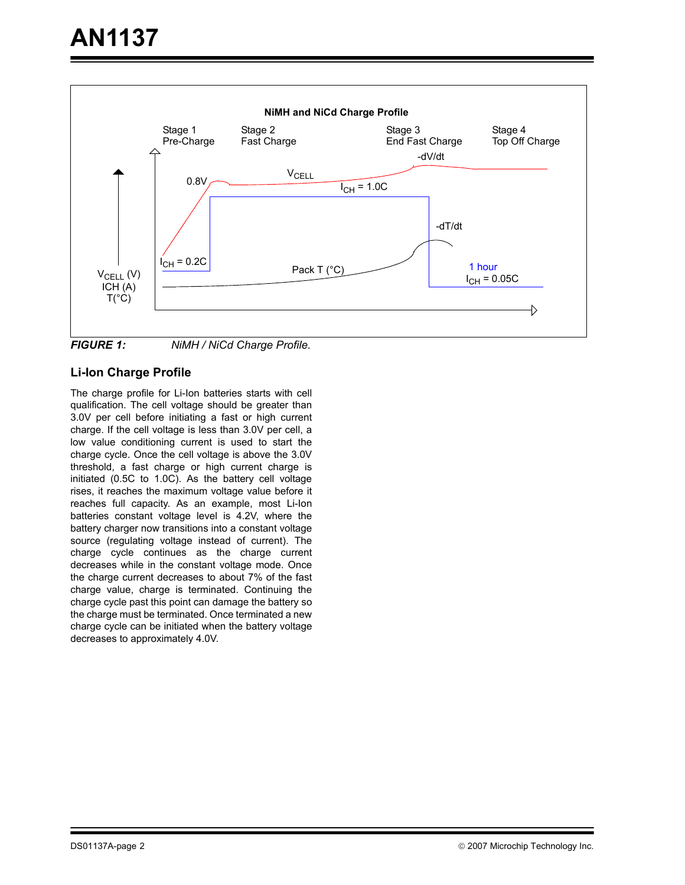**FIGURE 1:** *NiMH / NiCd Charge Profile.*

## Li-Ion Charge Profile

The charge profile for Li-Ion batteries starts with cell qualification. The cell voltage should be greater than 3.0V per cell before initiating a fast or high current charge. If the cell voltage is less than 3.0V per cell, a low value conditioning current is used to start the charge cycle. Once the cell voltage is above the 3.0V threshold, a fast charge or high current charge is initiated (0.5C to 1.0C). As the battery cell voltage rises, it reaches the maximum voltage value before it reaches full capacity. As an example, most Li-Ion batteries constant voltage level is 4.2V, where the battery charger now transitions into a constant voltage source (regulating voltage instead of current). The charge cycle continues as the charge current decreases while in the constant voltage mode. Once the charge current decreases to about 7% of the fast charge value, charge is terminated. Continuing the charge cycle past this point can damage the battery so the charge must be terminated. Once terminated a new charge cycle can be initiated when the battery voltage decreases to approximately 4.0V.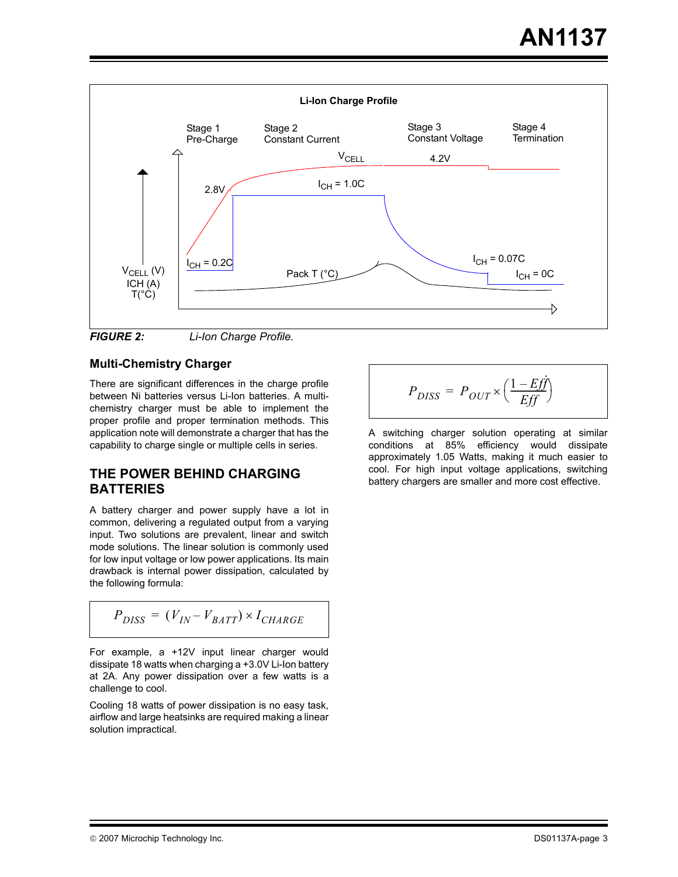**FIGURE 2:** *Li-Ion Charge Profile.*

## Multi-Chemistry Charger

There are significant differences in the charge profile between Ni batteries versus Li-Ion batteries. A multi-chemistry charger must be able to implement the proper profile and proper termination methods. This application note will demonstrate a charger that has the capability to charge single or multiple cells in series.

## THE POWER BEHIND CHARGING BATTERIES

A battery charger and power supply have a lot in common, delivering a regulated output from a varying input. Two solutions are prevalent, linear and switch mode solutions. The linear solution is commonly used for low input voltage or low power applications. Its main drawback is internal power dissipation, calculated by the following formula:

$$P_{DISS} = (V_{IN} - V_{BATT}) \times I_{CHARGE}$$

For example, a +12V input linear charger would dissipate 18 watts when charging a +3.0V Li-Ion battery at 2A. Any power dissipation over a few watts is a challenge to cool.

Cooling 18 watts of power dissipation is no easy task, airflow and large heatsinks are required making a linear solution impractical.

$$P_{DISS} = P_{OUT} \times \left(\frac{1 - Eff}{Eff}\right)$$

A switching charger solution operating at similar conditions at 85% efficiency would dissipate approximately 1.05 Watts, making it much easier to cool. For high input voltage applications, switching battery chargers are smaller and more cost effective.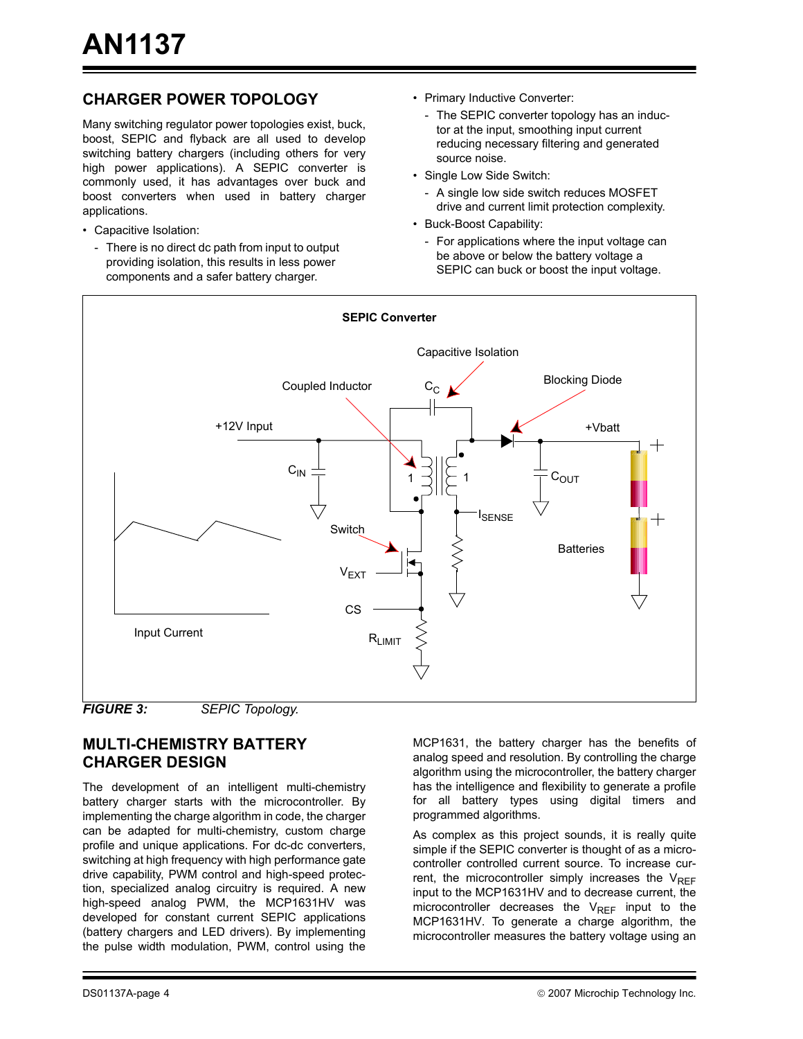## CHARGER POWER TOPOLOGY

Many switching regulator power topologies exist, buck, boost, SEPIC and flyback are all used to develop switching battery chargers (including others for very high power applications). A SEPIC converter is commonly used, it has advantages over buck and boost converters when used in battery charger applications.

- Capacitive Isolation:
  - There is no direct dc path from input to output providing isolation, this results in less power components and a safer battery charger.
- Primary Inductive Converter:
  - The SEPIC converter topology has an inductor at the input, smoothing input current reducing necessary filtering and generated source noise.
- Single Low Side Switch:
  - A single low side switch reduces MOSFET drive and current limit protection complexity.
- Buck-Boost Capability:
  - For applications where the input voltage can be above or below the battery voltage a SEPIC can buck or boost the input voltage.

**SEPIC Converter**

Capacitive Isolation, Coupled Inductor, $C_C$, Blocking Diode, +12V Input, +Vbatt, $C_{IN}$, $C_{OUT}$, 1, 1, $I_{SENSE}$, Switch, $V_{EXT}$, CS, $R_{LIMIT}$, Batteries, Input Current

***FIGURE 3:*** *SEPIC Topology.*

## MULTI-CHEMISTRY BATTERY CHARGER DESIGN

The development of an intelligent multi-chemistry battery charger starts with the microcontroller. By implementing the charge algorithm in code, the charger can be adapted for multi-chemistry, custom charge profile and unique applications. For dc-dc converters, switching at high frequency with high performance gate drive capability, PWM control and high-speed protection, specialized analog circuitry is required. A new high-speed analog PWM, the MCP1631HV was developed for constant current SEPIC applications (battery chargers and LED drivers). By implementing the pulse width modulation, PWM, control using the MCP1631, the battery charger has the benefits of analog speed and resolution. By controlling the charge algorithm using the microcontroller, the battery charger has the intelligence and flexibility to generate a profile for all battery types using digital timers and programmed algorithms.

As complex as this project sounds, it is really quite simple if the SEPIC converter is thought of as a microcontroller controlled current source. To increase current, the microcontroller simply increases the $V_{REF}$ input to the MCP1631HV and to decrease current, the microcontroller decreases the $V_{REF}$ input to the MCP1631HV. To generate a charge algorithm, the microcontroller measures the battery voltage using an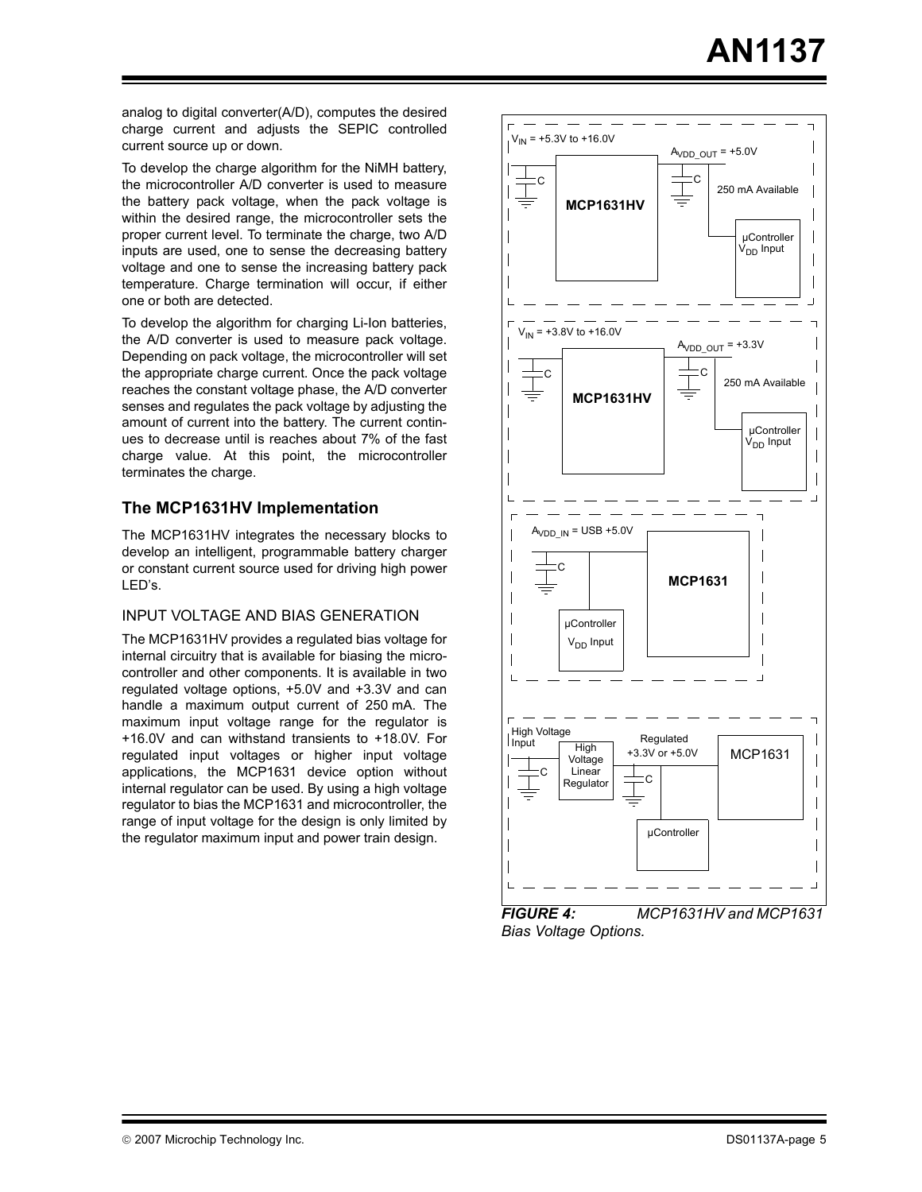analog to digital converter(A/D), computes the desired charge current and adjusts the SEPIC controlled current source up or down.

To develop the charge algorithm for the NiMH battery, the microcontroller A/D converter is used to measure the battery pack voltage, when the pack voltage is within the desired range, the microcontroller sets the proper current level. To terminate the charge, two A/D inputs are used, one to sense the decreasing battery voltage and one to sense the increasing battery pack temperature. Charge termination will occur, if either one or both are detected.

To develop the algorithm for charging Li-Ion batteries, the A/D converter is used to measure pack voltage. Depending on pack voltage, the microcontroller will set the appropriate charge current. Once the pack voltage reaches the constant voltage phase, the A/D converter senses and regulates the pack voltage by adjusting the amount of current into the battery. The current continues to decrease until is reaches about 7% of the fast charge value. At this point, the microcontroller terminates the charge.

## The MCP1631HV Implementation

The MCP1631HV integrates the necessary blocks to develop an intelligent, programmable battery charger or constant current source used for driving high power LED's.

### INPUT VOLTAGE AND BIAS GENERATION

The MCP1631HV provides a regulated bias voltage for internal circuitry that is available for biasing the microcontroller and other components. It is available in two regulated voltage options, +5.0V and +3.3V and can handle a maximum output current of 250 mA. The maximum input voltage range for the regulator is +16.0V and can withstand transients to +18.0V. For regulated input voltages or higher input voltage applications, the MCP1631 device option without internal regulator can be used. By using a high voltage regulator to bias the MCP1631 and microcontroller, the range of input voltage for the design is only limited by the regulator maximum input and power train design.

$V_{IN}$ = +5.3V to +16.0V; $A_{VDD\_OUT}$ = +5.0V; C; MCP1631HV; 250 mA Available; μController $V_{DD}$ Input

$V_{IN}$ = +3.8V to +16.0V; $A_{VDD\_OUT}$ = +3.3V; C; MCP1631HV; 250 mA Available; μController $V_{DD}$ Input

$A_{VDD\_IN}$ = USB +5.0V; C; MCP1631; μController $V_{DD}$ Input

High Voltage Input; C; High Voltage Linear Regulator; Regulated +3.3V or +5.0V; C; MCP1631; μController

***FIGURE 4:*** *MCP1631HV and MCP1631 Bias Voltage Options.*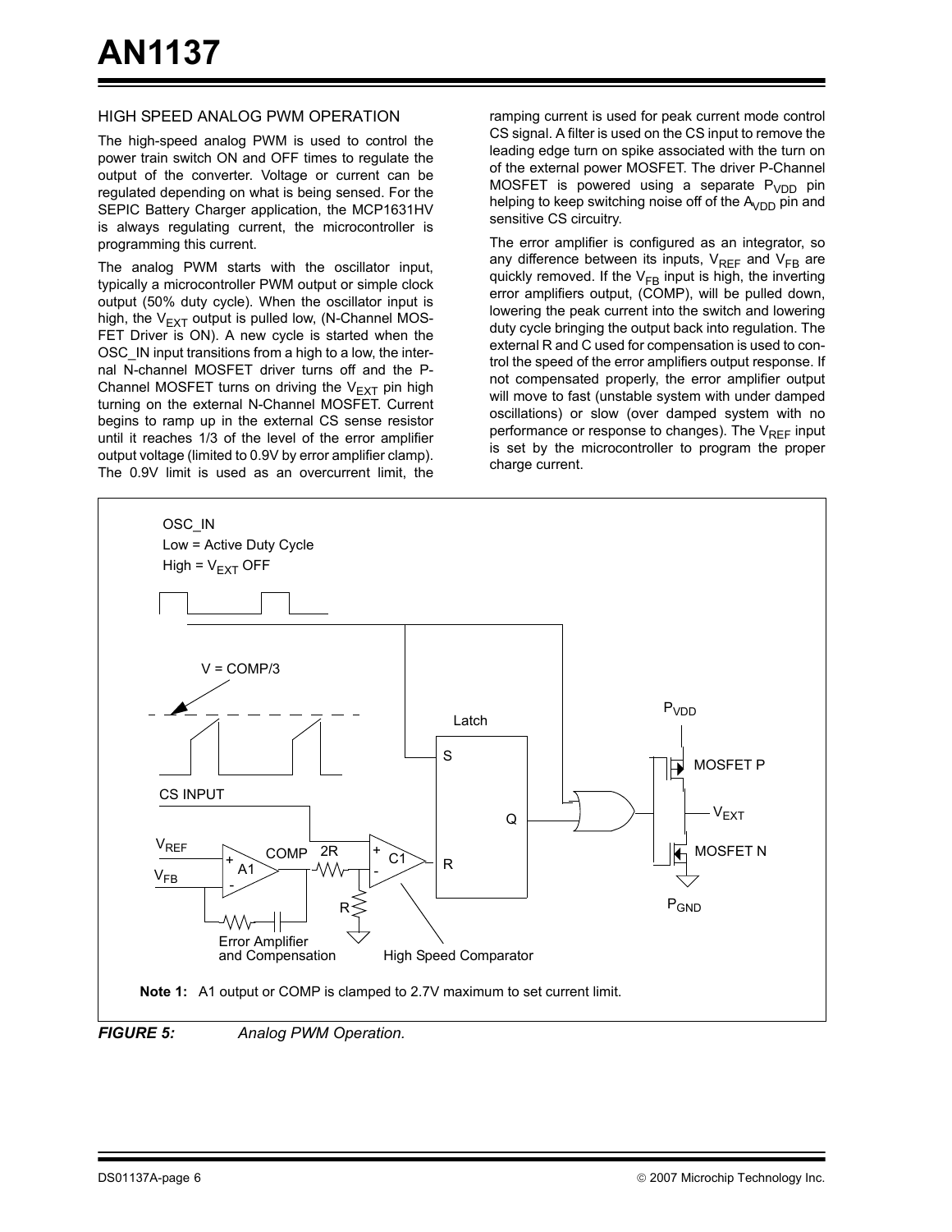### HIGH SPEED ANALOG PWM OPERATION

The high-speed analog PWM is used to control the power train switch ON and OFF times to regulate the output of the converter. Voltage or current can be regulated depending on what is being sensed. For the SEPIC Battery Charger application, the MCP1631HV is always regulating current, the microcontroller is programming this current.

The analog PWM starts with the oscillator input, typically a microcontroller PWM output or simple clock output (50% duty cycle). When the oscillator input is high, the $V_{EXT}$ output is pulled low, (N-Channel MOSFET Driver is ON). A new cycle is started when the OSC_IN input transitions from a high to a low, the internal N-channel MOSFET driver turns off and the P-Channel MOSFET turns on driving the $V_{EXT}$ pin high turning on the external N-Channel MOSFET. Current begins to ramp up in the external CS sense resistor until it reaches 1/3 of the level of the error amplifier output voltage (limited to 0.9V by error amplifier clamp). The 0.9V limit is used as an overcurrent limit, the ramping current is used for peak current mode control CS signal. A filter is used on the CS input to remove the leading edge turn on spike associated with the turn on of the external power MOSFET. The driver P-Channel MOSFET is powered using a separate $P_{VDD}$ pin helping to keep switching noise off of the $A_{VDD}$ pin and sensitive CS circuitry.

The error amplifier is configured as an integrator, so any difference between its inputs, $V_{REF}$ and $V_{FB}$ are quickly removed. If the $V_{FB}$ input is high, the inverting error amplifiers output, (COMP), will be pulled down, lowering the peak current into the switch and lowering duty cycle bringing the output back into regulation. The external R and C used for compensation is used to control the speed of the error amplifiers output response. If not compensated properly, the error amplifier output will move to fast (unstable system with under damped oscillations) or slow (over damped system with no performance or response to changes). The $V_{REF}$ input is set by the microcontroller to program the proper charge current.

**Note 1:** A1 output or COMP is clamped to 2.7V maximum to set current limit.

***FIGURE 5:*** *Analog PWM Operation.*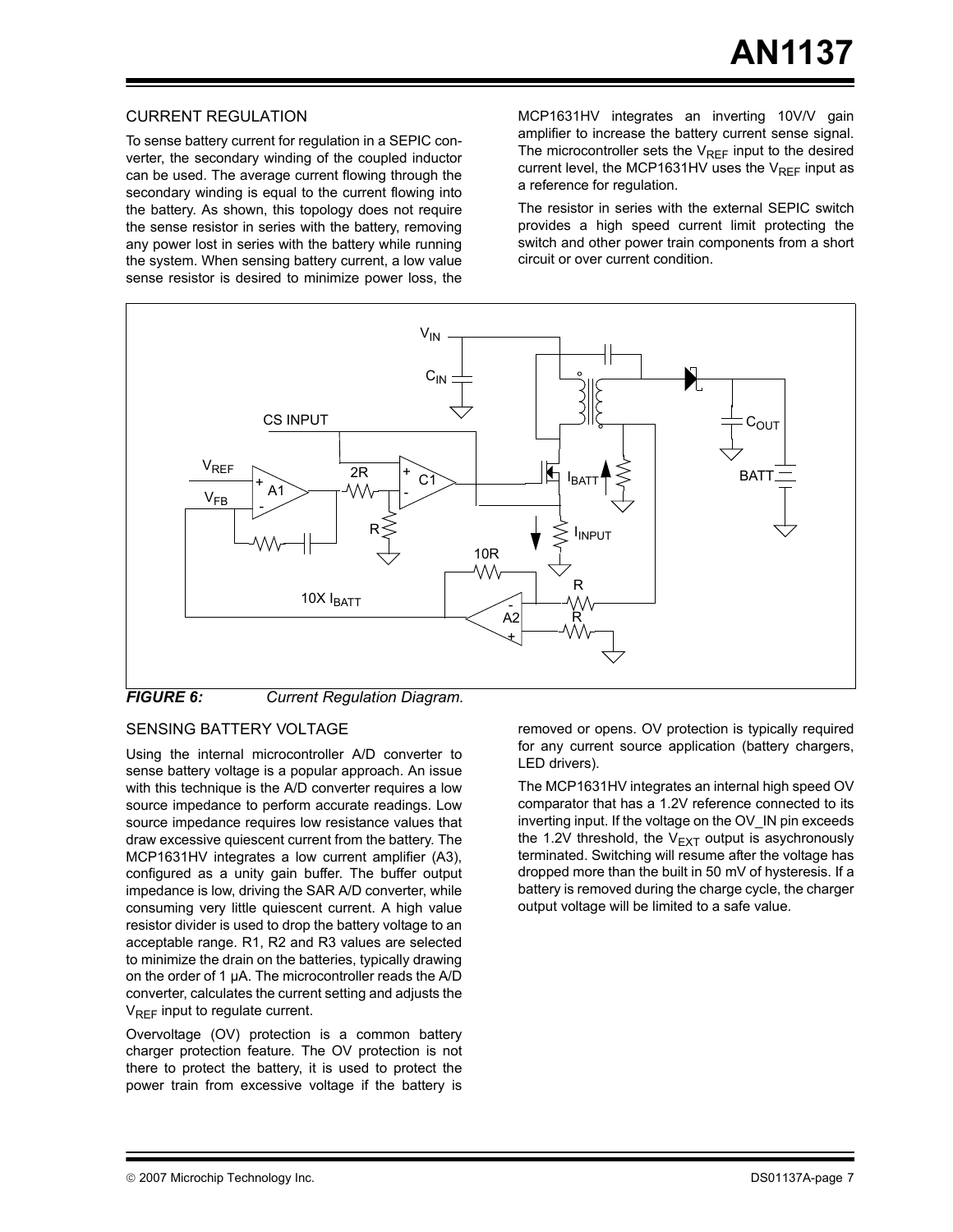### CURRENT REGULATION

To sense battery current for regulation in a SEPIC converter, the secondary winding of the coupled inductor can be used. The average current flowing through the secondary winding is equal to the current flowing into the battery. As shown, this topology does not require the sense resistor in series with the battery, removing any power lost in series with the battery while running the system. When sensing battery current, a low value sense resistor is desired to minimize power loss, the MCP1631HV integrates an inverting 10V/V gain amplifier to increase the battery current sense signal. The microcontroller sets the $V_{REF}$ input to the desired current level, the MCP1631HV uses the $V_{REF}$ input as a reference for regulation.

The resistor in series with the external SEPIC switch provides a high speed current limit protecting the switch and other power train components from a short circuit or over current condition.

***FIGURE 6:*** *Current Regulation Diagram.*

### SENSING BATTERY VOLTAGE

Using the internal microcontroller A/D converter to sense battery voltage is a popular approach. An issue with this technique is the A/D converter requires a low source impedance to perform accurate readings. Low source impedance requires low resistance values that draw excessive quiescent current from the battery. The MCP1631HV integrates a low current amplifier (A3), configured as a unity gain buffer. The buffer output impedance is low, driving the SAR A/D converter, while consuming very little quiescent current. A high value resistor divider is used to drop the battery voltage to an acceptable range. R1, R2 and R3 values are selected to minimize the drain on the batteries, typically drawing on the order of 1 µA. The microcontroller reads the A/D converter, calculates the current setting and adjusts the $V_{REF}$ input to regulate current.

Overvoltage (OV) protection is a common battery charger protection feature. The OV protection is not there to protect the battery, it is used to protect the power train from excessive voltage if the battery is removed or opens. OV protection is typically required for any current source application (battery chargers, LED drivers).

The MCP1631HV integrates an internal high speed OV comparator that has a 1.2V reference connected to its inverting input. If the voltage on the OV_IN pin exceeds the 1.2V threshold, the $V_{EXT}$ output is asychronously terminated. Switching will resume after the voltage has dropped more than the built in 50 mV of hysteresis. If a battery is removed during the charge cycle, the charger output voltage will be limited to a safe value.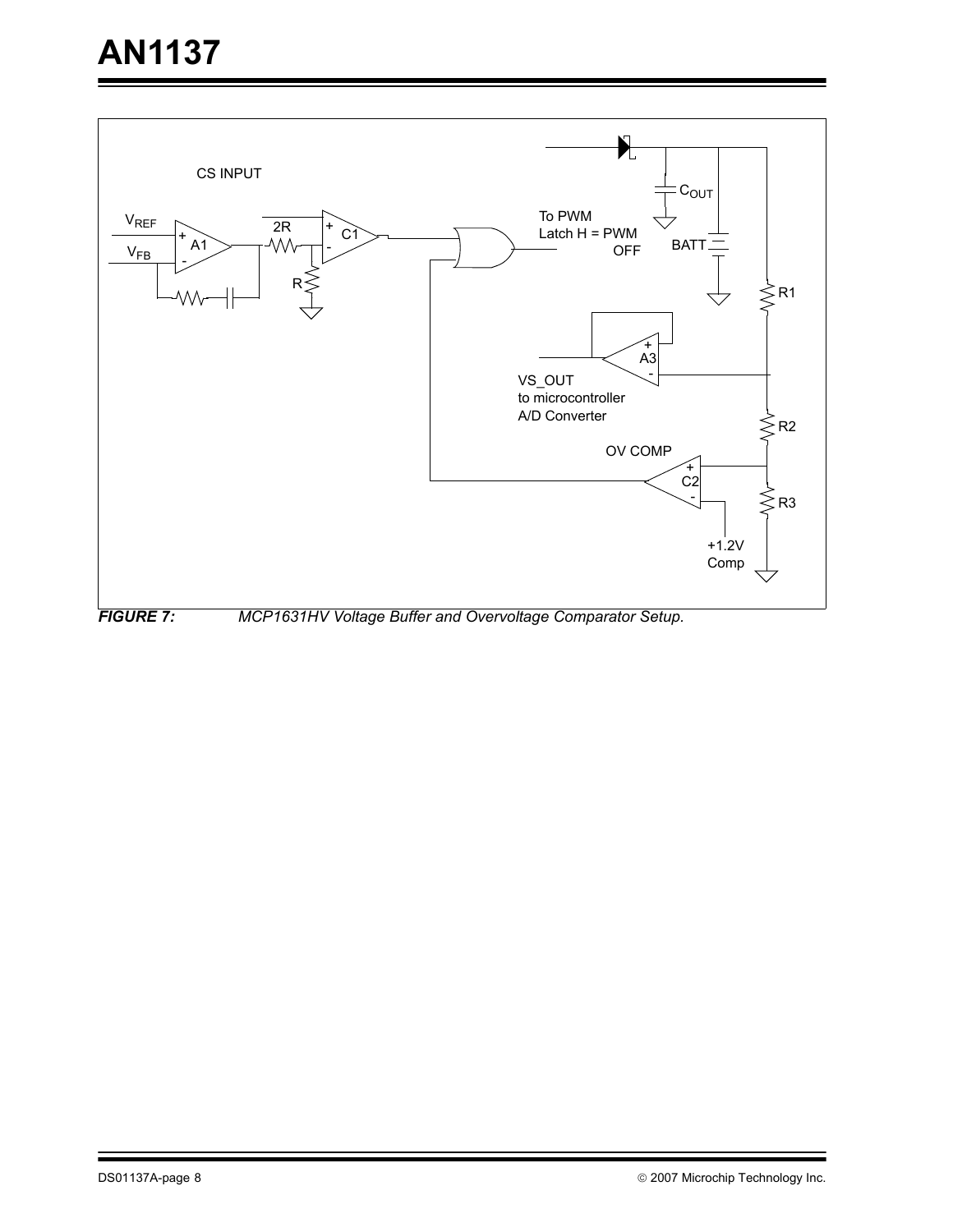CS INPUT

$V_{REF}$

$V_{FB}$

A1

2R

R

C1

To PWM
Latch H = PWM
OFF

$C_{OUT}$

BATT

R1

A3

VS_OUT
to microcontroller
A/D Converter

R2

OV COMP

C2

R3

+1.2V
Comp

***FIGURE 7:*** *MCP1631HV Voltage Buffer and Overvoltage Comparator Setup.*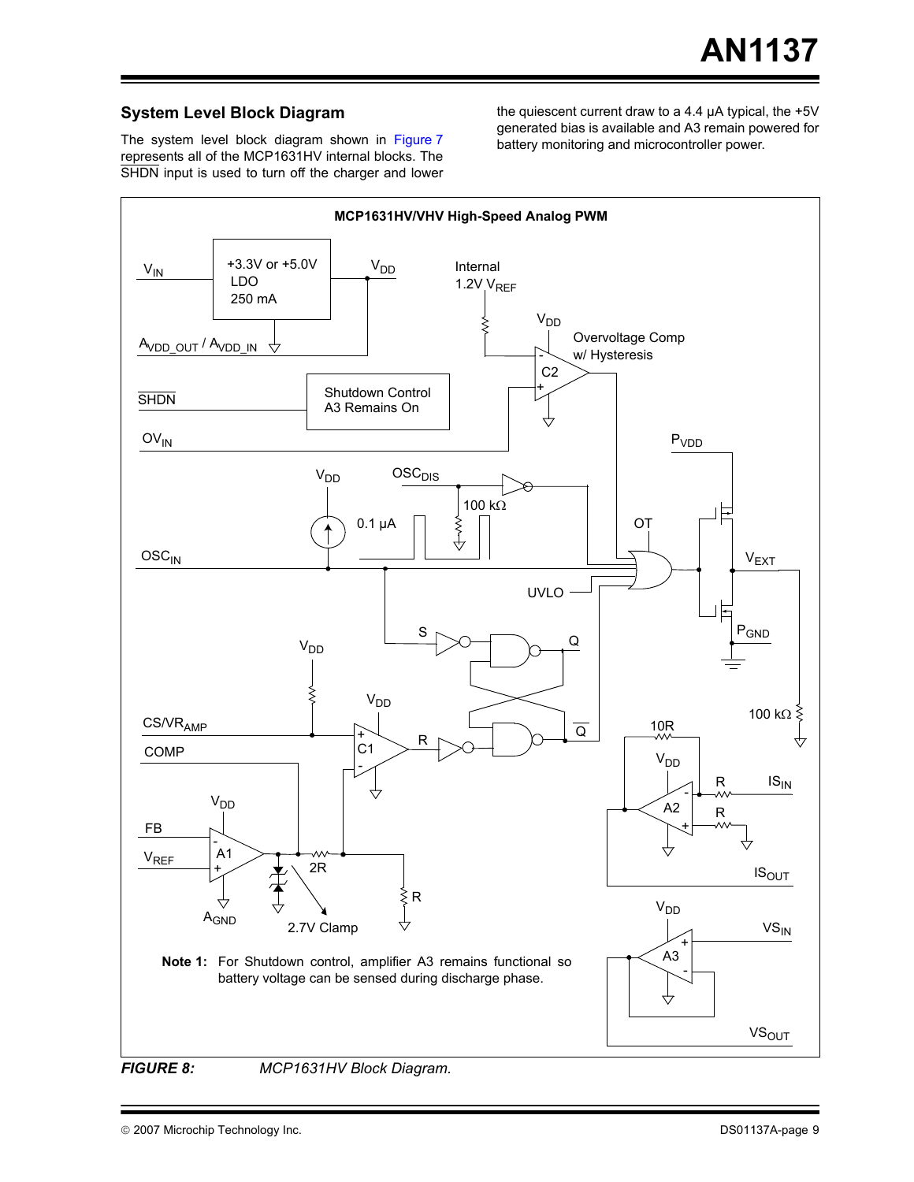### System Level Block Diagram

The system level block diagram shown in Figure 7 represents all of the MCP1631HV internal blocks. The $\overline{SHDN}$ input is used to turn off the charger and lower the quiescent current draw to a 4.4 µA typical, the +5V generated bias is available and A3 remain powered for battery monitoring and microcontroller power.

**FIGURE 8:** *MCP1631HV Block Diagram.*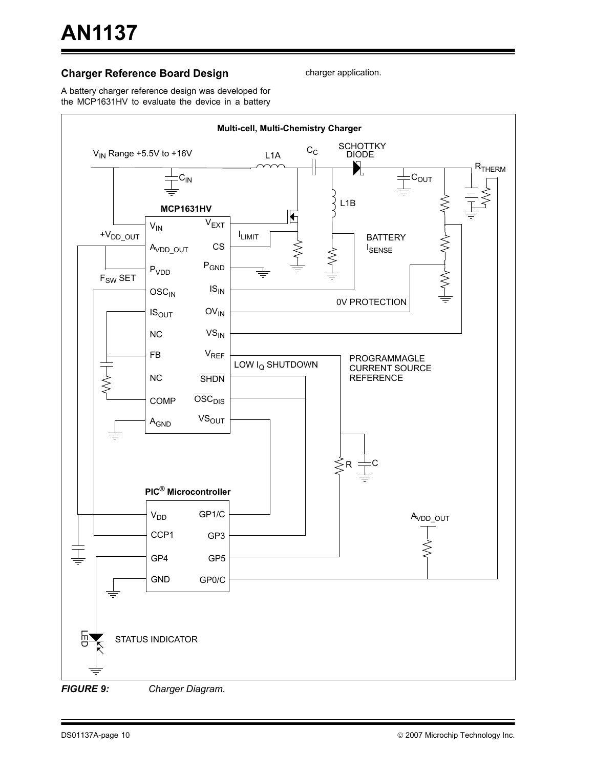## Charger Reference Board Design

A battery charger reference design was developed for the MCP1631HV to evaluate the device in a battery charger application.

**FIGURE 9:** *Charger Diagram.*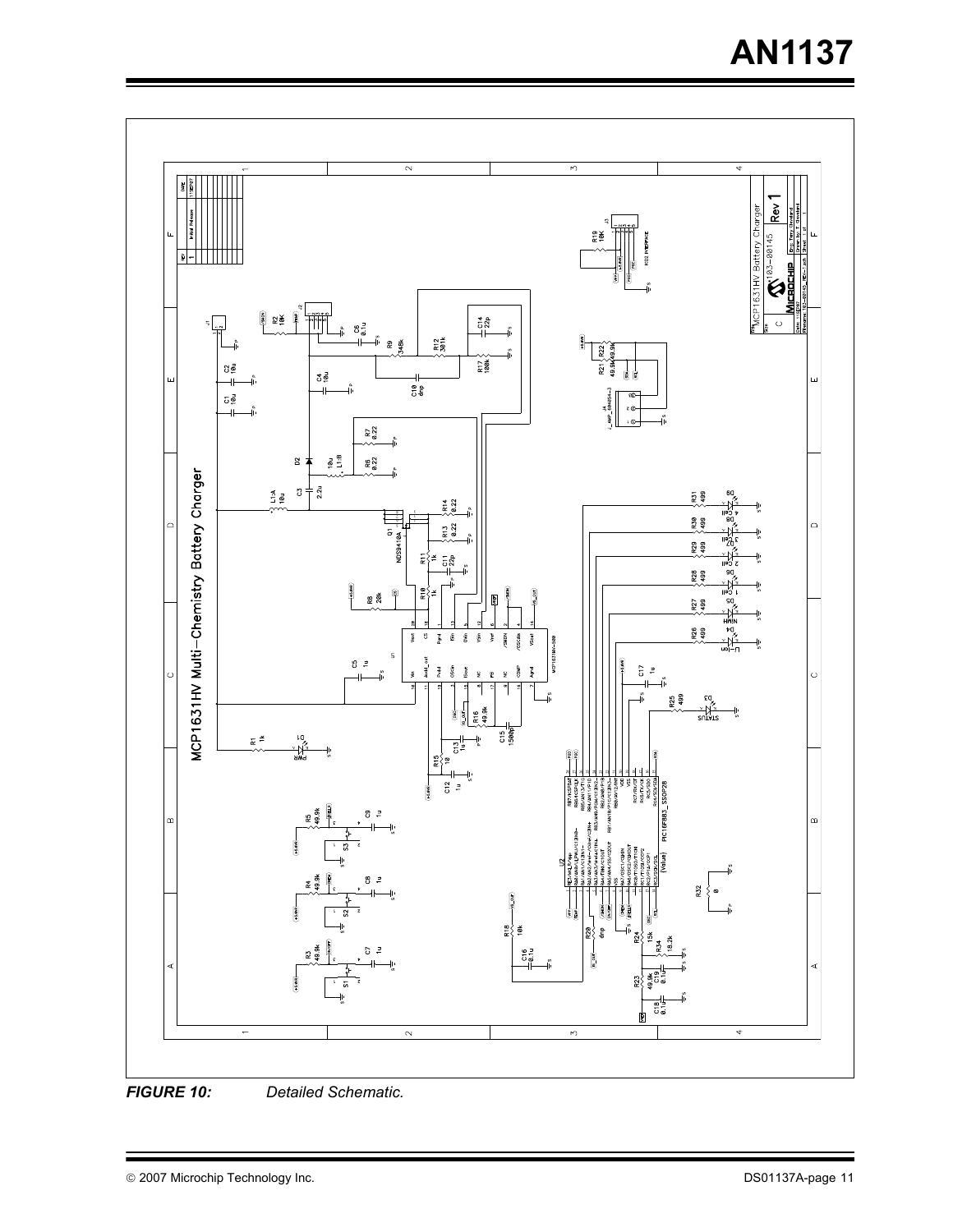**FIGURE 10:** *Detailed Schematic.*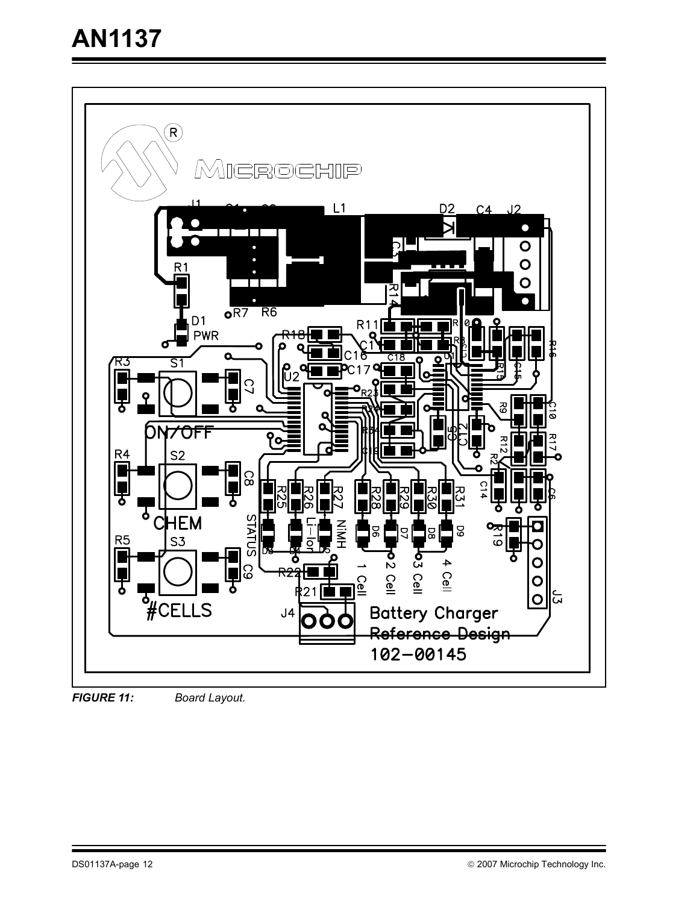**FIGURE 11:** *Board Layout.*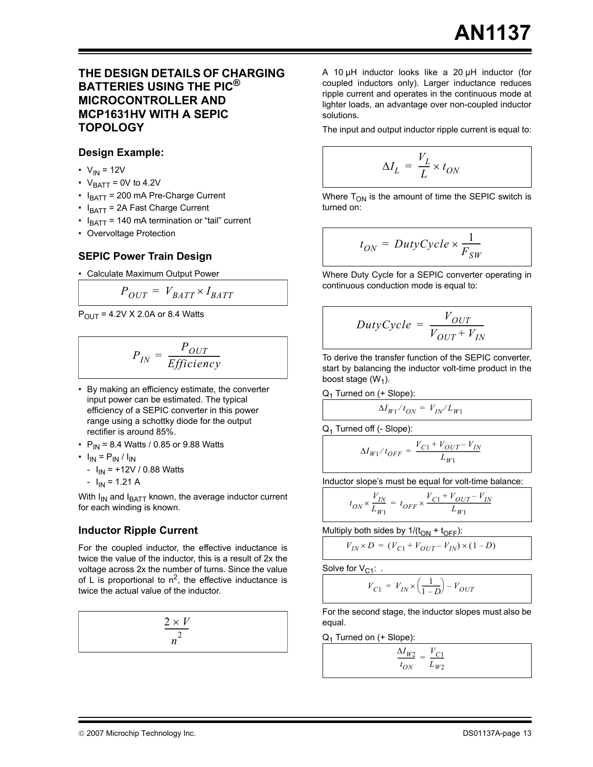## THE DESIGN DETAILS OF CHARGING BATTERIES USING THE PIC® MICROCONTROLLER AND MCP1631HV WITH A SEPIC TOPOLOGY

### Design Example:

- $V_{IN}$ = 12V
- $V_{BATT}$ = 0V to 4.2V
- $I_{BATT}$ = 200 mA Pre-Charge Current
- $I_{BATT}$ = 2A Fast Charge Current
- $I_{BATT}$ = 140 mA termination or “tail” current
- Overvoltage Protection

### SEPIC Power Train Design

- Calculate Maximum Output Power

$$P_{OUT} = V_{BATT} \times I_{BATT}$$

$P_{OUT}$ = 4.2V X 2.0A or 8.4 Watts

$$P_{IN} = \frac{P_{OUT}}{Efficiency}$$

- By making an efficiency estimate, the converter input power can be estimated. The typical efficiency of a SEPIC converter in this power range using a schottky diode for the output rectifier is around 85%.
- $P_{IN}$ = 8.4 Watts / 0.85 or 9.88 Watts
- $I_{IN} = P_{IN} / I_{IN}$
  - $I_{IN}$ = +12V / 0.88 Watts
  - $I_{IN}$ = 1.21 A

With $I_{IN}$ and $I_{BATT}$ known, the average inductor current for each winding is known.

### Inductor Ripple Current

For the coupled inductor, the effective inductance is twice the value of the inductor, this is a result of 2x the voltage across 2x the number of turns. Since the value of L is proportional to $n^2$, the effective inductance is twice the actual value of the inductor.

$$\frac{2 \times V}{n^2}$$

A 10 µH inductor looks like a 20 µH inductor (for coupled inductors only). Larger inductance reduces ripple current and operates in the continuous mode at lighter loads, an advantage over non-coupled inductor solutions.

The input and output inductor ripple current is equal to:

$$\Delta I_L = \frac{V_L}{L} \times t_{ON}$$

Where $T_{ON}$ is the amount of time the SEPIC switch is turned on:

$$t_{ON} = DutyCycle \times \frac{1}{F_{SW}}$$

Where Duty Cycle for a SEPIC converter operating in continuous conduction mode is equal to:

$$DutyCycle = \frac{V_{OUT}}{V_{OUT} + V_{IN}}$$

To derive the transfer function of the SEPIC converter, start by balancing the inductor volt-time product in the boost stage ($W_1$).

$Q_1$ Turned on (+ Slope):

$$\Delta I_{W1} / t_{ON} = V_{IN} / L_{W1}$$

$Q_1$ Turned off (- Slope):

$$\Delta I_{W1} / t_{OFF} = \frac{V_{C1} + V_{OUT} - V_{IN}}{L_{W1}}$$

Inductor slope’s must be equal for volt-time balance:

$$t_{ON} \times \frac{V_{IN}}{L_{W1}} = t_{OFF} \times \frac{V_{C1} + V_{OUT} - V_{IN}}{L_{W1}}$$

Multiply both sides by $1/(t_{ON} + t_{OFF})$:

$$V_{IN} \times D = (V_{C1} + V_{OUT} - V_{IN}) \times (1 - D)$$

Solve for $V_{C1}$: .

$$V_{C1} = V_{IN} \times \left(\frac{1}{1 - D}\right) - V_{OUT}$$

For the second stage, the inductor slopes must also be equal.

$Q_1$ Turned on (+ Slope):

$$\frac{\Delta I_{W2}}{t_{ON}} = \frac{V_{C1}}{L_{W2}}$$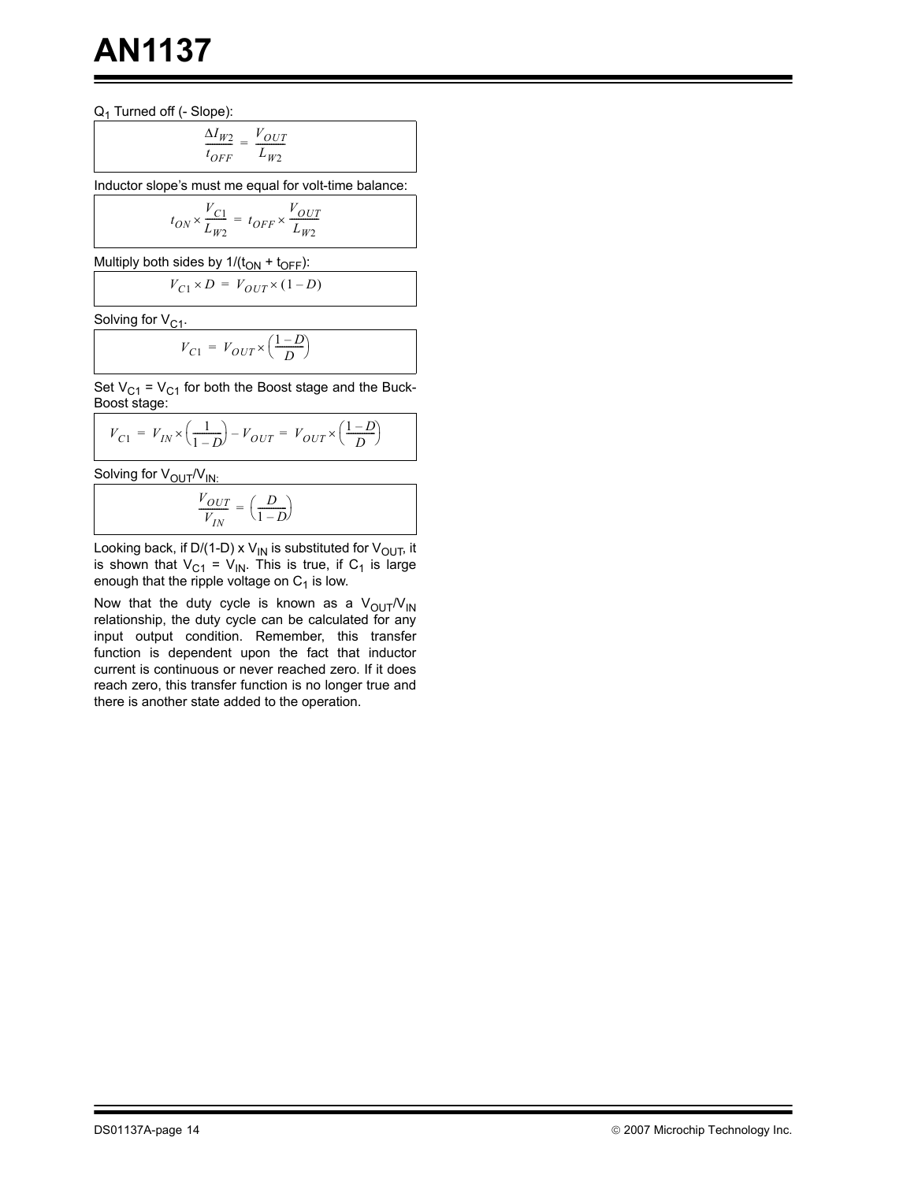$Q_1$ Turned off (- Slope):

$$\frac{\Delta I_{W2}}{t_{OFF}} = \frac{V_{OUT}}{L_{W2}}$$

Inductor slope's must me equal for volt-time balance:

$$t_{ON} \times \frac{V_{C1}}{L_{W2}} = t_{OFF} \times \frac{V_{OUT}}{L_{W2}}$$

Multiply both sides by $1/(t_{ON} + t_{OFF})$:

$$V_{C1} \times D = V_{OUT} \times (1 - D)$$

Solving for $V_{C1}$.

$$V_{C1} = V_{OUT} \times \left(\frac{1-D}{D}\right)$$

Set $V_{C1} = V_{C1}$ for both the Boost stage and the Buck-Boost stage:

$$V_{C1} = V_{IN} \times \left(\frac{1}{1-D}\right) - V_{OUT} = V_{OUT} \times \left(\frac{1-D}{D}\right)$$

Solving for $V_{OUT}/V_{IN}$:

$$\frac{V_{OUT}}{V_{IN}} = \left(\frac{D}{1-D}\right)$$

Looking back, if D/(1-D) x $V_{IN}$ is substituted for $V_{OUT}$, it is shown that $V_{C1} = V_{IN}$. This is true, if $C_1$ is large enough that the ripple voltage on $C_1$ is low.

Now that the duty cycle is known as a $V_{OUT}/V_{IN}$ relationship, the duty cycle can be calculated for any input output condition. Remember, this transfer function is dependent upon the fact that inductor current is continuous or never reached zero. If it does reach zero, this transfer function is no longer true and there is another state added to the operation.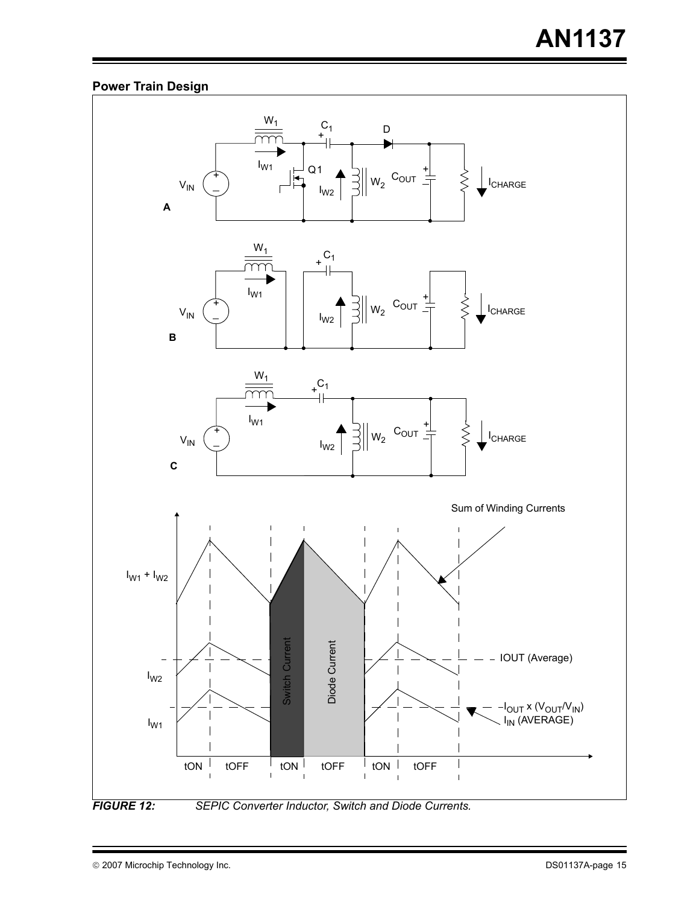### Power Train Design

FIGURE 12: *SEPIC Converter Inductor, Switch and Diode Currents.*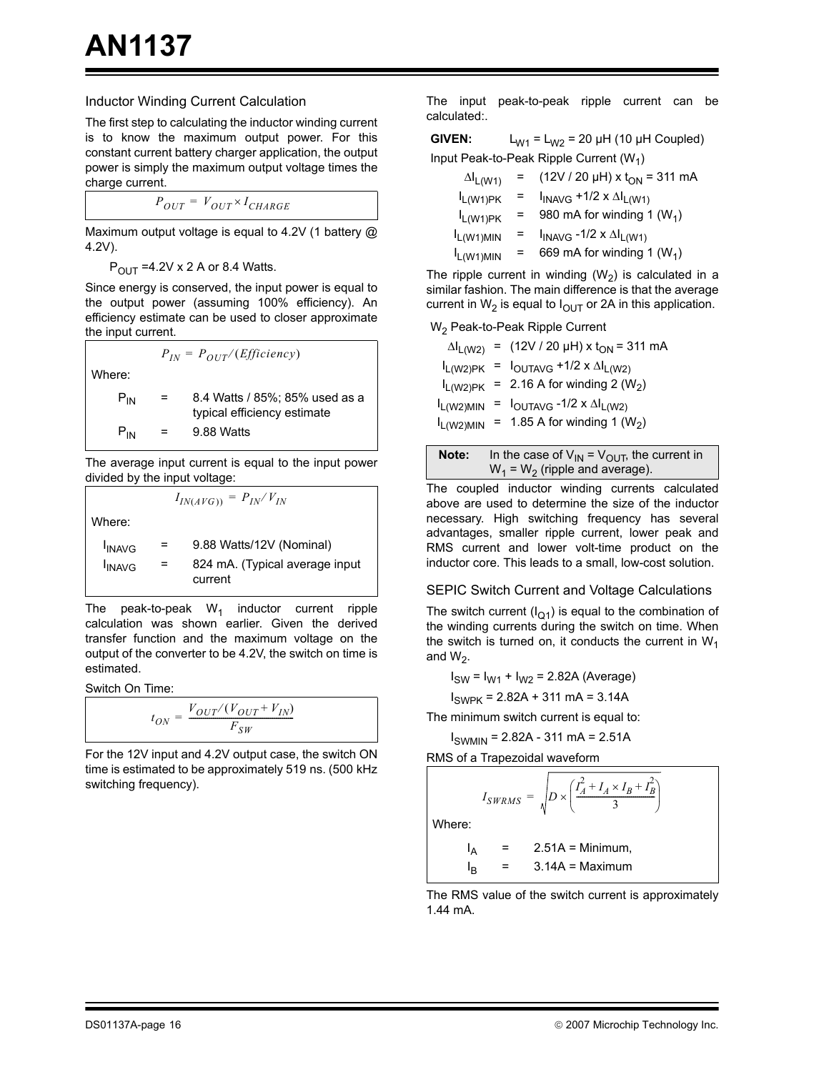### Inductor Winding Current Calculation

The first step to calculating the inductor winding current is to know the maximum output power. For this constant current battery charger application, the output power is simply the maximum output voltage times the charge current.

$$P_{OUT} = V_{OUT} \times I_{CHARGE}$$

Maximum output voltage is equal to 4.2V (1 battery @ 4.2V).

$P_{OUT}$ =4.2V x 2 A or 8.4 Watts.

Since energy is conserved, the input power is equal to the output power (assuming 100% efficiency). An efficiency estimate can be used to closer approximate the input current.

$$P_{IN} = P_{OUT} / (Efficiency)$$

Where:

$P_{IN}$ = 8.4 Watts / 85%; 85% used as a typical efficiency estimate

$P_{IN}$ = 9.88 Watts

The average input current is equal to the input power divided by the input voltage:

$$I_{IN(AVG)} = P_{IN} / V_{IN}$$

Where:

$I_{INAVG}$ = 9.88 Watts/12V (Nominal)

$I_{INAVG}$ = 824 mA. (Typical average input current

The peak-to-peak $W_1$ inductor current ripple calculation was shown earlier. Given the derived transfer function and the maximum voltage on the output of the converter to be 4.2V, the switch on time is estimated.

Switch On Time:

$$t_{ON} = \frac{V_{OUT} / (V_{OUT} + V_{IN})}{F_{SW}}$$

For the 12V input and 4.2V output case, the switch ON time is estimated to be approximately 519 ns. (500 kHz switching frequency).

The input peak-to-peak ripple current can be calculated:.

**GIVEN:** $L_{W1} = L_{W2}$ = 20 µH (10 µH Coupled)

Input Peak-to-Peak Ripple Current ($W_1$)

$\Delta I_{L(W1)}$ = (12V / 20 µH) x $t_{ON}$ = 311 mA

$I_{L(W1)PK}$ = $I_{INAVG}$ +1/2 x $\Delta I_{L(W1)}$

$I_{L(W1)PK}$ = 980 mA for winding 1 ($W_1$)

$I_{L(W1)MIN}$ = $I_{INAVG}$ -1/2 x $\Delta I_{L(W1)}$

$I_{L(W1)MIN}$ = 669 mA for winding 1 ($W_1$)

The ripple current in winding ($W_2$) is calculated in a similar fashion. The main difference is that the average current in $W_2$ is equal to $I_{OUT}$ or 2A in this application.

$W_2$ Peak-to-Peak Ripple Current

$\Delta I_{L(W2)}$ = (12V / 20 µH) x $t_{ON}$ = 311 mA

$I_{L(W2)PK}$ = $I_{OUTAVG}$ +1/2 x $\Delta I_{L(W2)}$

$I_{L(W2)PK}$ = 2.16 A for winding 2 ($W_2$)

$I_{L(W2)MIN}$ = $I_{OUTAVG}$ -1/2 x $\Delta I_{L(W2)}$

$I_{L(W2)MIN}$ = 1.85 A for winding 1 ($W_2$)

> **Note:** In the case of $V_{IN} = V_{OUT}$, the current in $W_1 = W_2$ (ripple and average).

The coupled inductor winding currents calculated above are used to determine the size of the inductor necessary. High switching frequency has several advantages, smaller ripple current, lower peak and RMS current and lower volt-time product on the inductor core. This leads to a small, low-cost solution.

### SEPIC Switch Current and Voltage Calculations

The switch current ($I_{Q1}$) is equal to the combination of the winding currents during the switch on time. When the switch is turned on, it conducts the current in $W_1$ and $W_2$.

$I_{SW} = I_{W1} + I_{W2}$ = 2.82A (Average)

$I_{SWPK}$ = 2.82A + 311 mA = 3.14A

The minimum switch current is equal to:

$I_{SWMIN}$ = 2.82A - 311 mA = 2.51A

RMS of a Trapezoidal waveform

$$I_{SWRMS} = \sqrt{D \times \left(\frac{I_A^2 + I_A \times I_B + I_B^2}{3}\right)}$$

Where:

$I_A$ = 2.51A = Minimum,

$I_B$ = 3.14A = Maximum

The RMS value of the switch current is approximately 1.44 mA.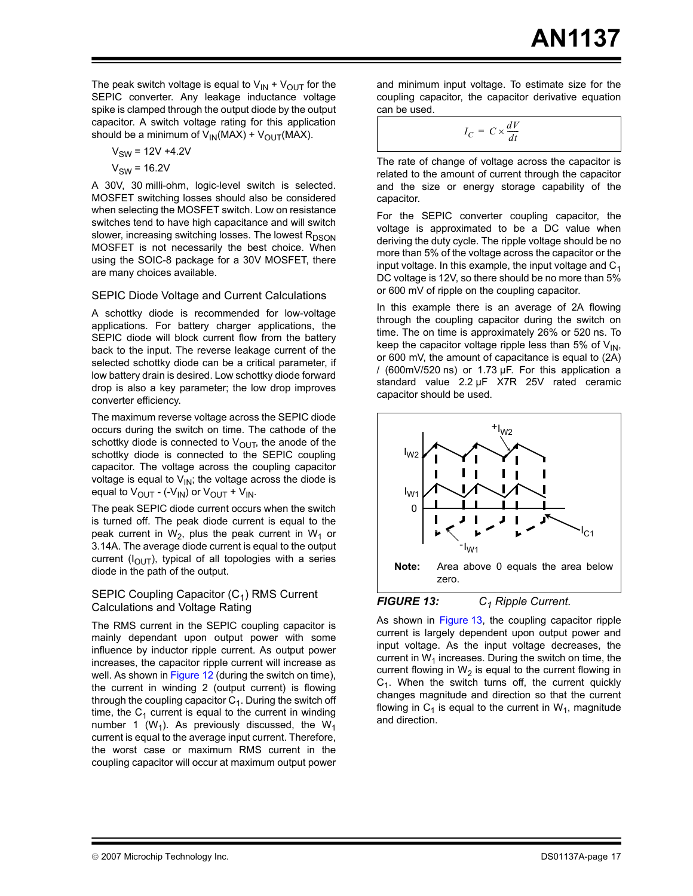The peak switch voltage is equal to $V_{IN}$ + $V_{OUT}$ for the SEPIC converter. Any leakage inductance voltage spike is clamped through the output diode by the output capacitor. A switch voltage rating for this application should be a minimum of $V_{IN}$(MAX) + $V_{OUT}$(MAX).

$V_{SW}$ = 12V +4.2V

$V_{SW}$ = 16.2V

A 30V, 30 milli-ohm, logic-level switch is selected. MOSFET switching losses should also be considered when selecting the MOSFET switch. Low on resistance switches tend to have high capacitance and will switch slower, increasing switching losses. The lowest $R_{DSON}$ MOSFET is not necessarily the best choice. When using the SOIC-8 package for a 30V MOSFET, there are many choices available.

### SEPIC Diode Voltage and Current Calculations

A schottky diode is recommended for low-voltage applications. For battery charger applications, the SEPIC diode will block current flow from the battery back to the input. The reverse leakage current of the selected schottky diode can be a critical parameter, if low battery drain is desired. Low schottky diode forward drop is also a key parameter; the low drop improves converter efficiency.

The maximum reverse voltage across the SEPIC diode occurs during the switch on time. The cathode of the schottky diode is connected to $V_{OUT}$, the anode of the schottky diode is connected to the SEPIC coupling capacitor. The voltage across the coupling capacitor voltage is equal to $V_{IN}$; the voltage across the diode is equal to $V_{OUT}$ - (-$V_{IN}$) or $V_{OUT}$ + $V_{IN}$.

The peak SEPIC diode current occurs when the switch is turned off. The peak diode current is equal to the peak current in $W_2$, plus the peak current in $W_1$ or 3.14A. The average diode current is equal to the output current ($I_{OUT}$), typical of all topologies with a series diode in the path of the output.

### SEPIC Coupling Capacitor ($C_1$) RMS Current Calculations and Voltage Rating

The RMS current in the SEPIC coupling capacitor is mainly dependant upon output power with some influence by inductor ripple current. As output power increases, the capacitor ripple current will increase as well. As shown in Figure 12 (during the switch on time), the current in winding 2 (output current) is flowing through the coupling capacitor $C_1$. During the switch off time, the $C_1$ current is equal to the current in winding number 1 ($W_1$). As previously discussed, the $W_1$ current is equal to the average input current. Therefore, the worst case or maximum RMS current in the coupling capacitor will occur at maximum output power and minimum input voltage. To estimate size for the coupling capacitor, the capacitor derivative equation can be used.

$$I_C = C \times \frac{dV}{dt}$$

The rate of change of voltage across the capacitor is related to the amount of current through the capacitor and the size or energy storage capability of the capacitor.

For the SEPIC converter coupling capacitor, the voltage is approximated to be a DC value when deriving the duty cycle. The ripple voltage should be no more than 5% of the voltage across the capacitor or the input voltage. In this example, the input voltage and $C_1$ DC voltage is 12V, so there should be no more than 5% or 600 mV of ripple on the coupling capacitor.

In this example there is an average of 2A flowing through the coupling capacitor during the switch on time. The on time is approximately 26% or 520 ns. To keep the capacitor voltage ripple less than 5% of $V_{IN}$, or 600 mV, the amount of capacitance is equal to (2A) / (600mV/520 ns) or 1.73 µF. For this application a standard value 2.2 µF X7R 25V rated ceramic capacitor should be used.

**Note:** Area above 0 equals the area below zero.

***FIGURE 13:*** *$C_1$ Ripple Current.*

As shown in Figure 13, the coupling capacitor ripple current is largely dependent upon output power and input voltage. As the input voltage decreases, the current in $W_1$ increases. During the switch on time, the current flowing in $W_2$ is equal to the current flowing in $C_1$. When the switch turns off, the current quickly changes magnitude and direction so that the current flowing in $C_1$ is equal to the current in $W_1$, magnitude and direction.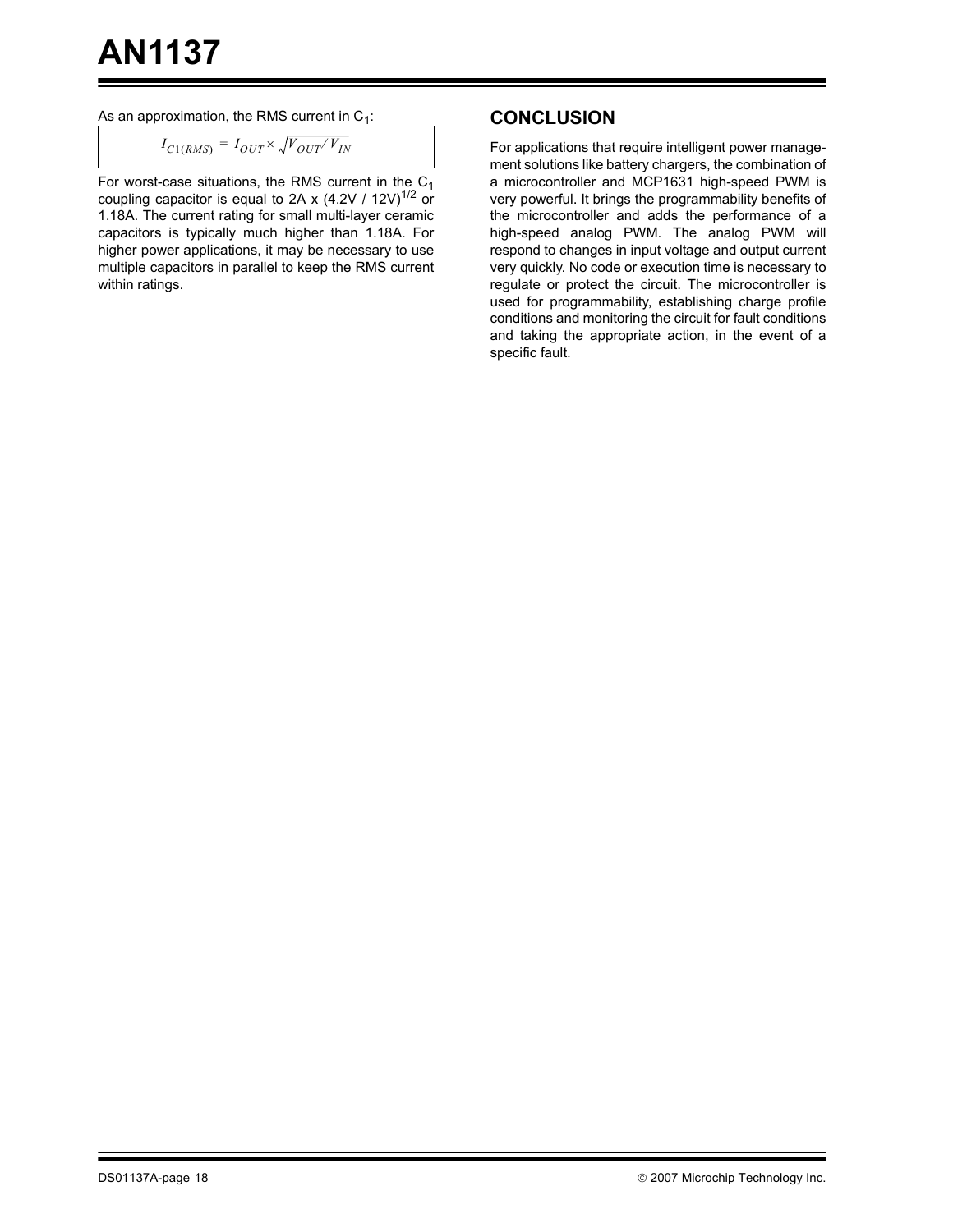As an approximation, the RMS current in $C_1$:

$$I_{C1(RMS)} = I_{OUT} \times \sqrt{V_{OUT} / V_{IN}}$$

For worst-case situations, the RMS current in the $C_1$ coupling capacitor is equal to 2A x $(4.2V / 12V)^{1/2}$ or 1.18A. The current rating for small multi-layer ceramic capacitors is typically much higher than 1.18A. For higher power applications, it may be necessary to use multiple capacitors in parallel to keep the RMS current within ratings.

## CONCLUSION

For applications that require intelligent power management solutions like battery chargers, the combination of a microcontroller and MCP1631 high-speed PWM is very powerful. It brings the programmability benefits of the microcontroller and adds the performance of a high-speed analog PWM. The analog PWM will respond to changes in input voltage and output current very quickly. No code or execution time is necessary to regulate or protect the circuit. The microcontroller is used for programmability, establishing charge profile conditions and monitoring the circuit for fault conditions and taking the appropriate action, in the event of a specific fault.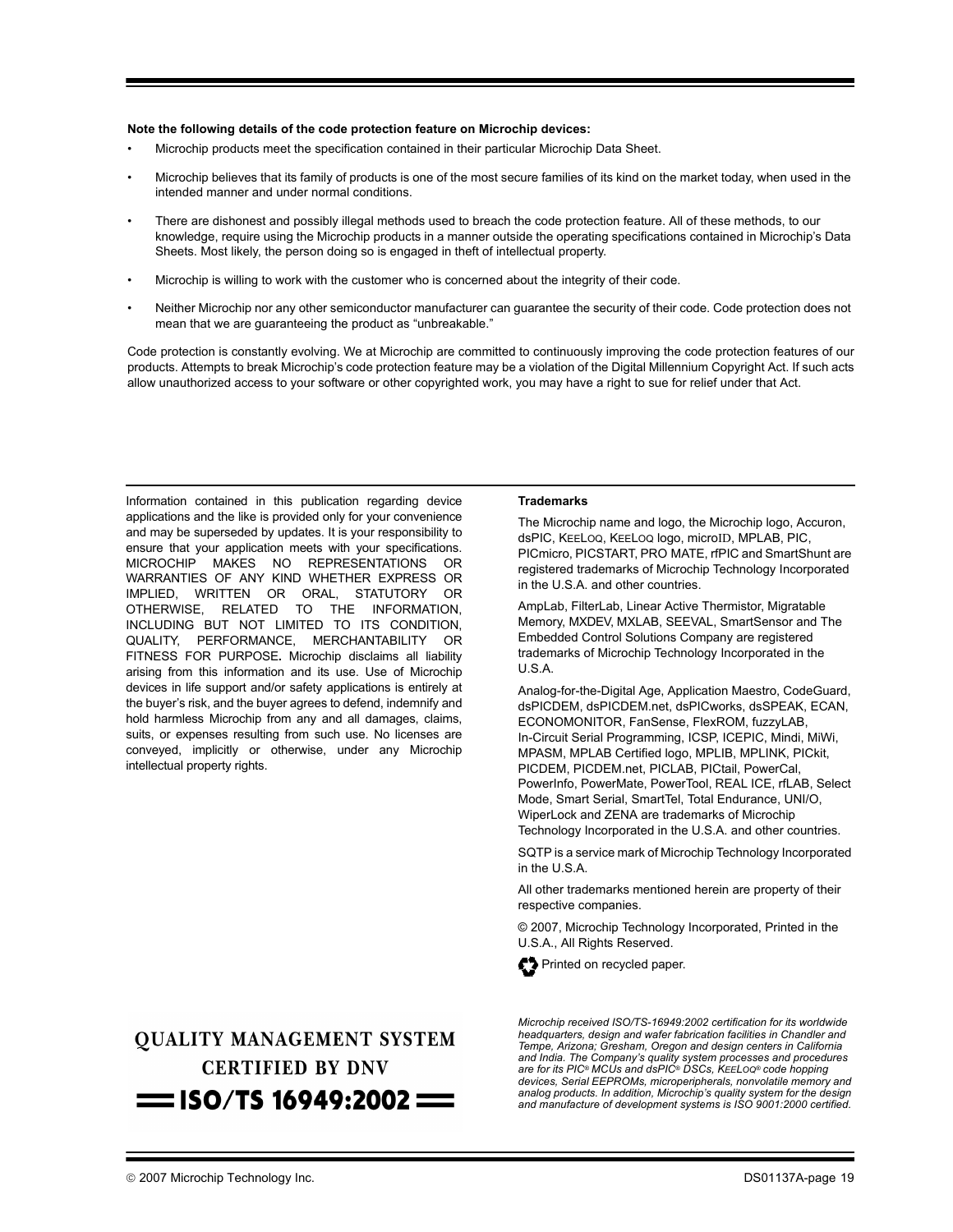**Note the following details of the code protection feature on Microchip devices:**

- Microchip products meet the specification contained in their particular Microchip Data Sheet.
- Microchip believes that its family of products is one of the most secure families of its kind on the market today, when used in the intended manner and under normal conditions.
- There are dishonest and possibly illegal methods used to breach the code protection feature. All of these methods, to our knowledge, require using the Microchip products in a manner outside the operating specifications contained in Microchip's Data Sheets. Most likely, the person doing so is engaged in theft of intellectual property.
- Microchip is willing to work with the customer who is concerned about the integrity of their code.
- Neither Microchip nor any other semiconductor manufacturer can guarantee the security of their code. Code protection does not mean that we are guaranteeing the product as "unbreakable."

Code protection is constantly evolving. We at Microchip are committed to continuously improving the code protection features of our products. Attempts to break Microchip's code protection feature may be a violation of the Digital Millennium Copyright Act. If such acts allow unauthorized access to your software or other copyrighted work, you may have a right to sue for relief under that Act.

Information contained in this publication regarding device applications and the like is provided only for your convenience and may be superseded by updates. It is your responsibility to ensure that your application meets with your specifications. MICROCHIP MAKES NO REPRESENTATIONS OR WARRANTIES OF ANY KIND WHETHER EXPRESS OR IMPLIED, WRITTEN OR ORAL, STATUTORY OR OTHERWISE, RELATED TO THE INFORMATION, INCLUDING BUT NOT LIMITED TO ITS CONDITION, QUALITY, PERFORMANCE, MERCHANTABILITY OR FITNESS FOR PURPOSE**.** Microchip disclaims all liability arising from this information and its use. Use of Microchip devices in life support and/or safety applications is entirely at the buyer's risk, and the buyer agrees to defend, indemnify and hold harmless Microchip from any and all damages, claims, suits, or expenses resulting from such use. No licenses are conveyed, implicitly or otherwise, under any Microchip intellectual property rights.

**Trademarks**

The Microchip name and logo, the Microchip logo, Accuron, dsPIC, KEELOQ, KEELOQ logo, microID, MPLAB, PIC, PICmicro, PICSTART, PRO MATE, rfPIC and SmartShunt are registered trademarks of Microchip Technology Incorporated in the U.S.A. and other countries.

AmpLab, FilterLab, Linear Active Thermistor, Migratable Memory, MXDEV, MXLAB, SEEVAL, SmartSensor and The Embedded Control Solutions Company are registered trademarks of Microchip Technology Incorporated in the U.S.A.

Analog-for-the-Digital Age, Application Maestro, CodeGuard, dsPICDEM, dsPICDEM.net, dsPICworks, dsSPEAK, ECAN, ECONOMONITOR, FanSense, FlexROM, fuzzyLAB, In-Circuit Serial Programming, ICSP, ICEPIC, Mindi, MiWi, MPASM, MPLAB Certified logo, MPLIB, MPLINK, PICkit, PICDEM, PICDEM.net, PICLAB, PICtail, PowerCal, PowerInfo, PowerMate, PowerTool, REAL ICE, rfLAB, Select Mode, Smart Serial, SmartTel, Total Endurance, UNI/O, WiperLock and ZENA are trademarks of Microchip Technology Incorporated in the U.S.A. and other countries.

SQTP is a service mark of Microchip Technology Incorporated in the U.S.A.

All other trademarks mentioned herein are property of their respective companies.

© 2007, Microchip Technology Incorporated, Printed in the U.S.A., All Rights Reserved.

Printed on recycled paper.

**QUALITY MANAGEMENT SYSTEM CERTIFIED BY DNV**

**ISO/TS 16949:2002**

*Microchip received ISO/TS-16949:2002 certification for its worldwide headquarters, design and wafer fabrication facilities in Chandler and Tempe, Arizona; Gresham, Oregon and design centers in California and India. The Company's quality system processes and procedures are for its PIC® MCUs and dsPIC® DSCs, KEELOQ® code hopping devices, Serial EEPROMs, microperipherals, nonvolatile memory and analog products. In addition, Microchip's quality system for the design and manufacture of development systems is ISO 9001:2000 certified.*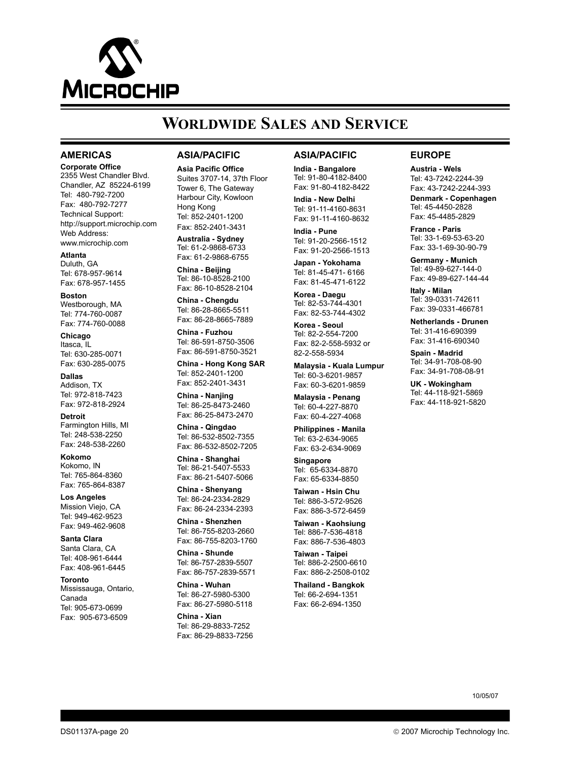# Worldwide Sales and Service

## AMERICAS

**Corporate Office**
2355 West Chandler Blvd.
Chandler, AZ 85224-6199
Tel: 480-792-7200
Fax: 480-792-7277
Technical Support:
http://support.microchip.com
Web Address:
www.microchip.com

**Atlanta**
Duluth, GA
Tel: 678-957-9614
Fax: 678-957-1455

**Boston**
Westborough, MA
Tel: 774-760-0087
Fax: 774-760-0088

**Chicago**
Itasca, IL
Tel: 630-285-0071
Fax: 630-285-0075

**Dallas**
Addison, TX
Tel: 972-818-7423
Fax: 972-818-2924

**Detroit**
Farmington Hills, MI
Tel: 248-538-2250
Fax: 248-538-2260

**Kokomo**
Kokomo, IN
Tel: 765-864-8360
Fax: 765-864-8387

**Los Angeles**
Mission Viejo, CA
Tel: 949-462-9523
Fax: 949-462-9608

**Santa Clara**
Santa Clara, CA
Tel: 408-961-6444
Fax: 408-961-6445

**Toronto**
Mississauga, Ontario,
Canada
Tel: 905-673-0699
Fax: 905-673-6509

## ASIA/PACIFIC

**Asia Pacific Office**
Suites 3707-14, 37th Floor
Tower 6, The Gateway
Harbour City, Kowloon
Hong Kong
Tel: 852-2401-1200
Fax: 852-2401-3431

**Australia - Sydney**
Tel: 61-2-9868-6733
Fax: 61-2-9868-6755

**China - Beijing**
Tel: 86-10-8528-2100
Fax: 86-10-8528-2104

**China - Chengdu**
Tel: 86-28-8665-5511
Fax: 86-28-8665-7889

**China - Fuzhou**
Tel: 86-591-8750-3506
Fax: 86-591-8750-3521

**China - Hong Kong SAR**
Tel: 852-2401-1200
Fax: 852-2401-3431

**China - Nanjing**
Tel: 86-25-8473-2460
Fax: 86-25-8473-2470

**China - Qingdao**
Tel: 86-532-8502-7355
Fax: 86-532-8502-7205

**China - Shanghai**
Tel: 86-21-5407-5533
Fax: 86-21-5407-5066

**China - Shenyang**
Tel: 86-24-2334-2829
Fax: 86-24-2334-2393

**China - Shenzhen**
Tel: 86-755-8203-2660
Fax: 86-755-8203-1760

**China - Shunde**
Tel: 86-757-2839-5507
Fax: 86-757-2839-5571

**China - Wuhan**
Tel: 86-27-5980-5300
Fax: 86-27-5980-5118

**China - Xian**
Tel: 86-29-8833-7252
Fax: 86-29-8833-7256

## ASIA/PACIFIC

**India - Bangalore**
Tel: 91-80-4182-8400
Fax: 91-80-4182-8422

**India - New Delhi**
Tel: 91-11-4160-8631
Fax: 91-11-4160-8632

**India - Pune**
Tel: 91-20-2566-1512
Fax: 91-20-2566-1513

**Japan - Yokohama**
Tel: 81-45-471- 6166
Fax: 81-45-471-6122

**Korea - Daegu**
Tel: 82-53-744-4301
Fax: 82-53-744-4302

**Korea - Seoul**
Tel: 82-2-554-7200
Fax: 82-2-558-5932 or
82-2-558-5934

**Malaysia - Kuala Lumpur**
Tel: 60-3-6201-9857
Fax: 60-3-6201-9859

**Malaysia - Penang**
Tel: 60-4-227-8870
Fax: 60-4-227-4068

**Philippines - Manila**
Tel: 63-2-634-9065
Fax: 63-2-634-9069

**Singapore**
Tel: 65-6334-8870
Fax: 65-6334-8850

**Taiwan - Hsin Chu**
Tel: 886-3-572-9526
Fax: 886-3-572-6459

**Taiwan - Kaohsiung**
Tel: 886-7-536-4818
Fax: 886-7-536-4803

**Taiwan - Taipei**
Tel: 886-2-2500-6610
Fax: 886-2-2508-0102

**Thailand - Bangkok**
Tel: 66-2-694-1351
Fax: 66-2-694-1350

## EUROPE

**Austria - Wels**
Tel: 43-7242-2244-39
Fax: 43-7242-2244-393

**Denmark - Copenhagen**
Tel: 45-4450-2828
Fax: 45-4485-2829

**France - Paris**
Tel: 33-1-69-53-63-20
Fax: 33-1-69-30-90-79

**Germany - Munich**
Tel: 49-89-627-144-0
Fax: 49-89-627-144-44

**Italy - Milan**
Tel: 39-0331-742611
Fax: 39-0331-466781

**Netherlands - Drunen**
Tel: 31-416-690399
Fax: 31-416-690340

**Spain - Madrid**
Tel: 34-91-708-08-90
Fax: 34-91-708-08-91

**UK - Wokingham**
Tel: 44-118-921-5869
Fax: 44-118-921-5820

10/05/07